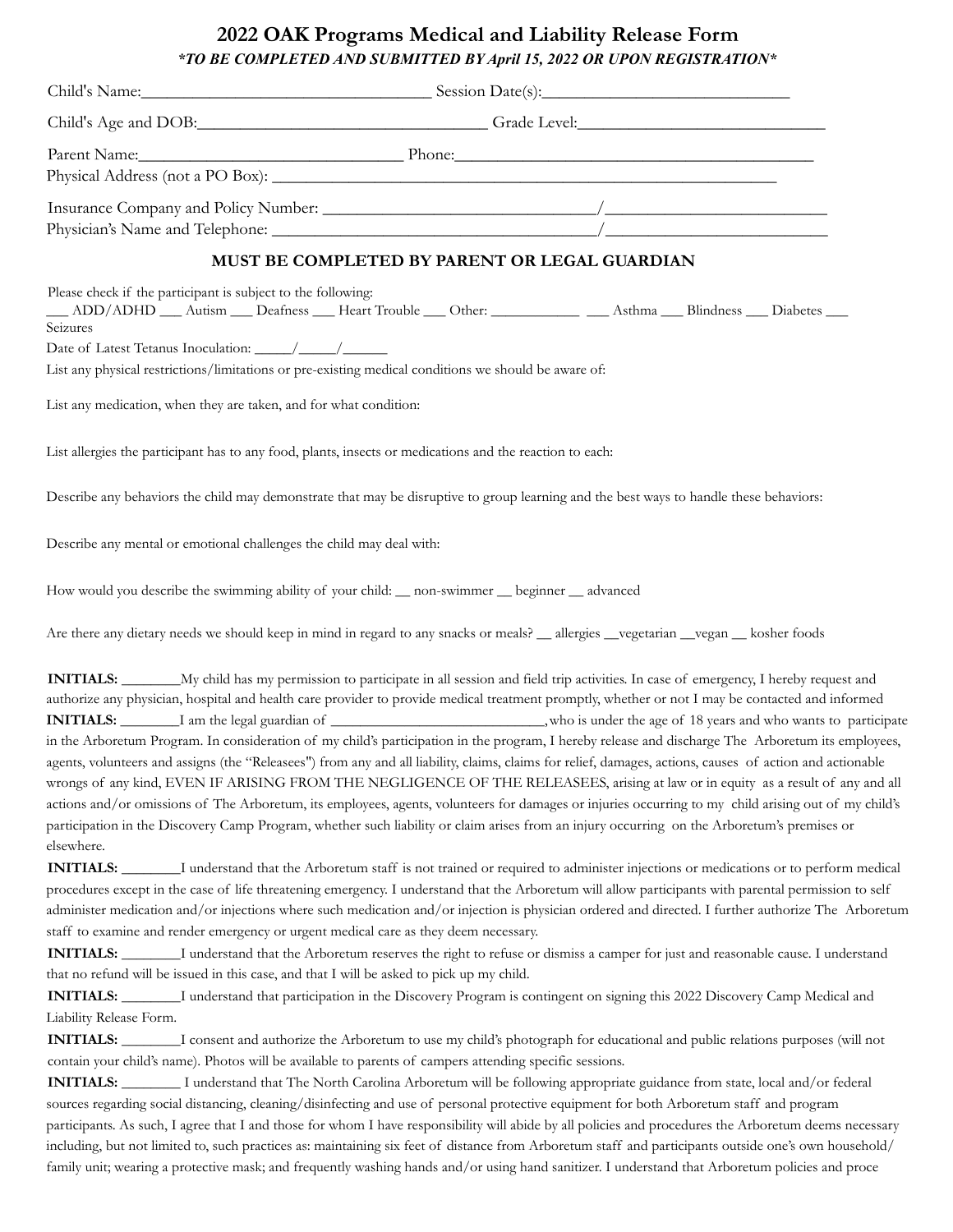# 2022 OAK Programs Medical and Liability Release Form

***TO BE COMPLETED AND SUBMITTED BY April 15, 2022 OR UPON REGISTRATION***

Child's Name:_________________________________ Session Date(s):___________________________

Child's Age and DOB:________________________________ Grade Level:____________________________

Parent Name:_____________________________ Phone:________________________________________

Physical Address (not a PO Box): _____________________________________________________________

Insurance Company and Policy Number: _________________________________/_________________________

Physician's Name and Telephone: ____________________________________/_________________________

## MUST BE COMPLETED BY PARENT OR LEGAL GUARDIAN

Please check if the participant is subject to the following:

___ ADD/ADHD ___ Autism ___ Deafness ___ Heart Trouble ___ Other: ___________ ___ Asthma ___ Blindness ___ Diabetes ___ Seizures

Date of Latest Tetanus Inoculation: _____/_____/______

List any physical restrictions/limitations or pre-existing medical conditions we should be aware of:

List any medication, when they are taken, and for what condition:

List allergies the participant has to any food, plants, insects or medications and the reaction to each:

Describe any behaviors the child may demonstrate that may be disruptive to group learning and the best ways to handle these behaviors:

Describe any mental or emotional challenges the child may deal with:

How would you describe the swimming ability of your child: __ non-swimmer __ beginner __ advanced

Are there any dietary needs we should keep in mind in regard to any snacks or meals? __ allergies __vegetarian __vegan __ kosher foods

**INITIALS:** ________My child has my permission to participate in all session and field trip activities. In case of emergency, I hereby request and authorize any physician, hospital and health care provider to provide medical treatment promptly, whether or not I may be contacted and informed

**INITIALS:** ________I am the legal guardian of ____________________________, who is under the age of 18 years and who wants to participate in the Arboretum Program. In consideration of my child's participation in the program, I hereby release and discharge The Arboretum its employees, agents, volunteers and assigns (the "Releasees") from any and all liability, claims, claims for relief, damages, actions, causes of action and actionable wrongs of any kind, EVEN IF ARISING FROM THE NEGLIGENCE OF THE RELEASEES, arising at law or in equity as a result of any and all actions and/or omissions of The Arboretum, its employees, agents, volunteers for damages or injuries occurring to my child arising out of my child's participation in the Discovery Camp Program, whether such liability or claim arises from an injury occurring on the Arboretum's premises or elsewhere.

**INITIALS:** ________I understand that the Arboretum staff is not trained or required to administer injections or medications or to perform medical procedures except in the case of life threatening emergency. I understand that the Arboretum will allow participants with parental permission to self administer medication and/or injections where such medication and/or injection is physician ordered and directed. I further authorize The Arboretum staff to examine and render emergency or urgent medical care as they deem necessary.

**INITIALS:** ________I understand that the Arboretum reserves the right to refuse or dismiss a camper for just and reasonable cause. I understand that no refund will be issued in this case, and that I will be asked to pick up my child.

**INITIALS:** ________I understand that participation in the Discovery Program is contingent on signing this 2022 Discovery Camp Medical and Liability Release Form.

**INITIALS:** ________I consent and authorize the Arboretum to use my child's photograph for educational and public relations purposes (will not contain your child's name). Photos will be available to parents of campers attending specific sessions.

**INITIALS:** ________ I understand that The North Carolina Arboretum will be following appropriate guidance from state, local and/or federal sources regarding social distancing, cleaning/disinfecting and use of personal protective equipment for both Arboretum staff and program participants. As such, I agree that I and those for whom I have responsibility will abide by all policies and procedures the Arboretum deems necessary including, but not limited to, such practices as: maintaining six feet of distance from Arboretum staff and participants outside one's own household/ family unit; wearing a protective mask; and frequently washing hands and/or using hand sanitizer. I understand that Arboretum policies and proce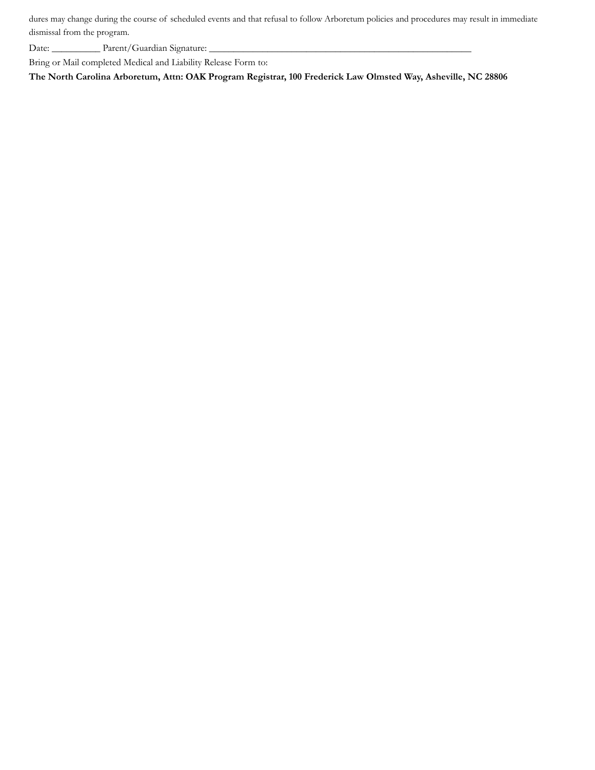dures may change during the course of scheduled events and that refusal to follow Arboretum policies and procedures may result in immediate dismissal from the program.

Date: __________ Parent/Guardian Signature: ___________________________________________________________

Bring or Mail completed Medical and Liability Release Form to:

**The North Carolina Arboretum, Attn: OAK Program Registrar, 100 Frederick Law Olmsted Way, Asheville, NC 28806**